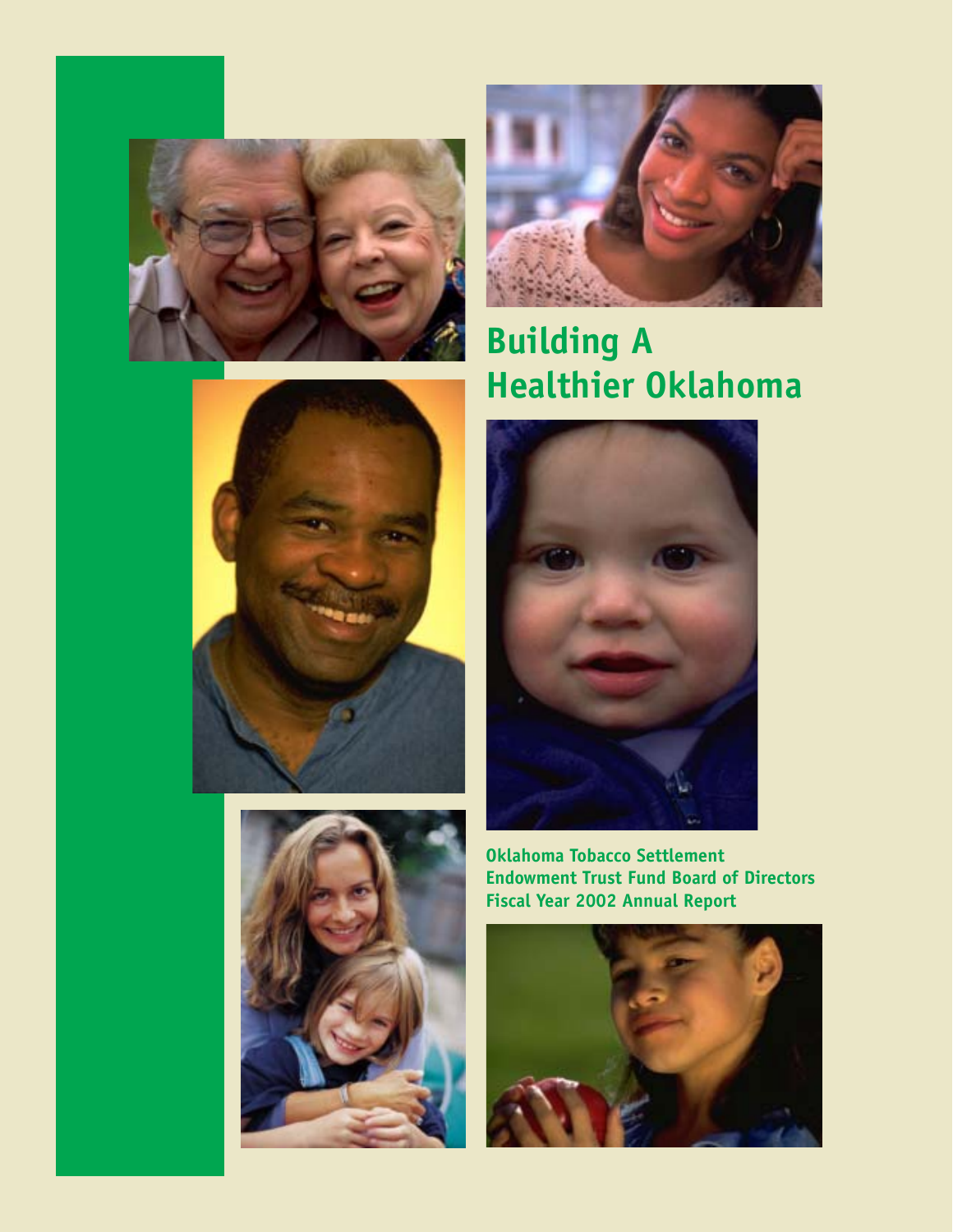# Building A Healthier Oklahoma

**Oklahoma Tobacco Settlement Endowment Trust Fund Board of Directors Fiscal Year 2002 Annual Report**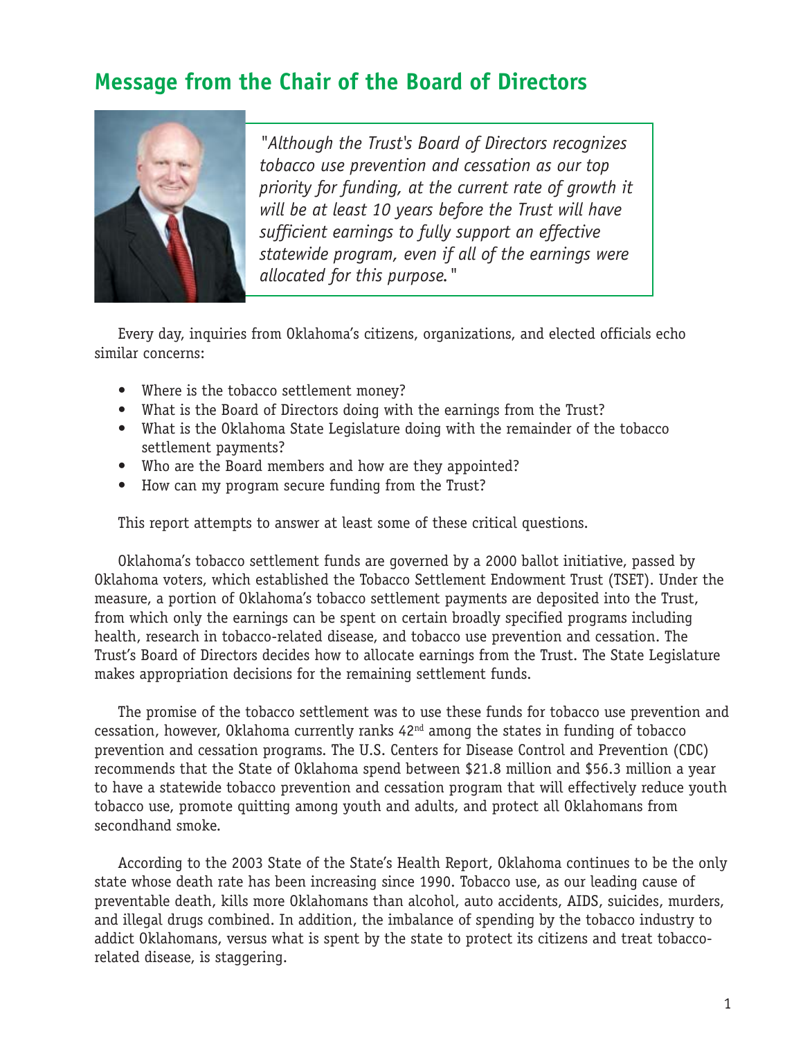## Message from the Chair of the Board of Directors

> *"Although the Trust's Board of Directors recognizes tobacco use prevention and cessation as our top priority for funding, at the current rate of growth it will be at least 10 years before the Trust will have sufficient earnings to fully support an effective statewide program, even if all of the earnings were allocated for this purpose."*

Every day, inquiries from Oklahoma's citizens, organizations, and elected officials echo similar concerns:

- Where is the tobacco settlement money?
- What is the Board of Directors doing with the earnings from the Trust?
- What is the Oklahoma State Legislature doing with the remainder of the tobacco settlement payments?
- Who are the Board members and how are they appointed?
- How can my program secure funding from the Trust?

This report attempts to answer at least some of these critical questions.

Oklahoma's tobacco settlement funds are governed by a 2000 ballot initiative, passed by Oklahoma voters, which established the Tobacco Settlement Endowment Trust (TSET). Under the measure, a portion of Oklahoma's tobacco settlement payments are deposited into the Trust, from which only the earnings can be spent on certain broadly specified programs including health, research in tobacco-related disease, and tobacco use prevention and cessation. The Trust's Board of Directors decides how to allocate earnings from the Trust. The State Legislature makes appropriation decisions for the remaining settlement funds.

The promise of the tobacco settlement was to use these funds for tobacco use prevention and cessation, however, Oklahoma currently ranks 42nd among the states in funding of tobacco prevention and cessation programs. The U.S. Centers for Disease Control and Prevention (CDC) recommends that the State of Oklahoma spend between $21.8 million and $56.3 million a year to have a statewide tobacco prevention and cessation program that will effectively reduce youth tobacco use, promote quitting among youth and adults, and protect all Oklahomans from secondhand smoke.

According to the 2003 State of the State's Health Report, Oklahoma continues to be the only state whose death rate has been increasing since 1990. Tobacco use, as our leading cause of preventable death, kills more Oklahomans than alcohol, auto accidents, AIDS, suicides, murders, and illegal drugs combined. In addition, the imbalance of spending by the tobacco industry to addict Oklahomans, versus what is spent by the state to protect its citizens and treat tobacco-related disease, is staggering.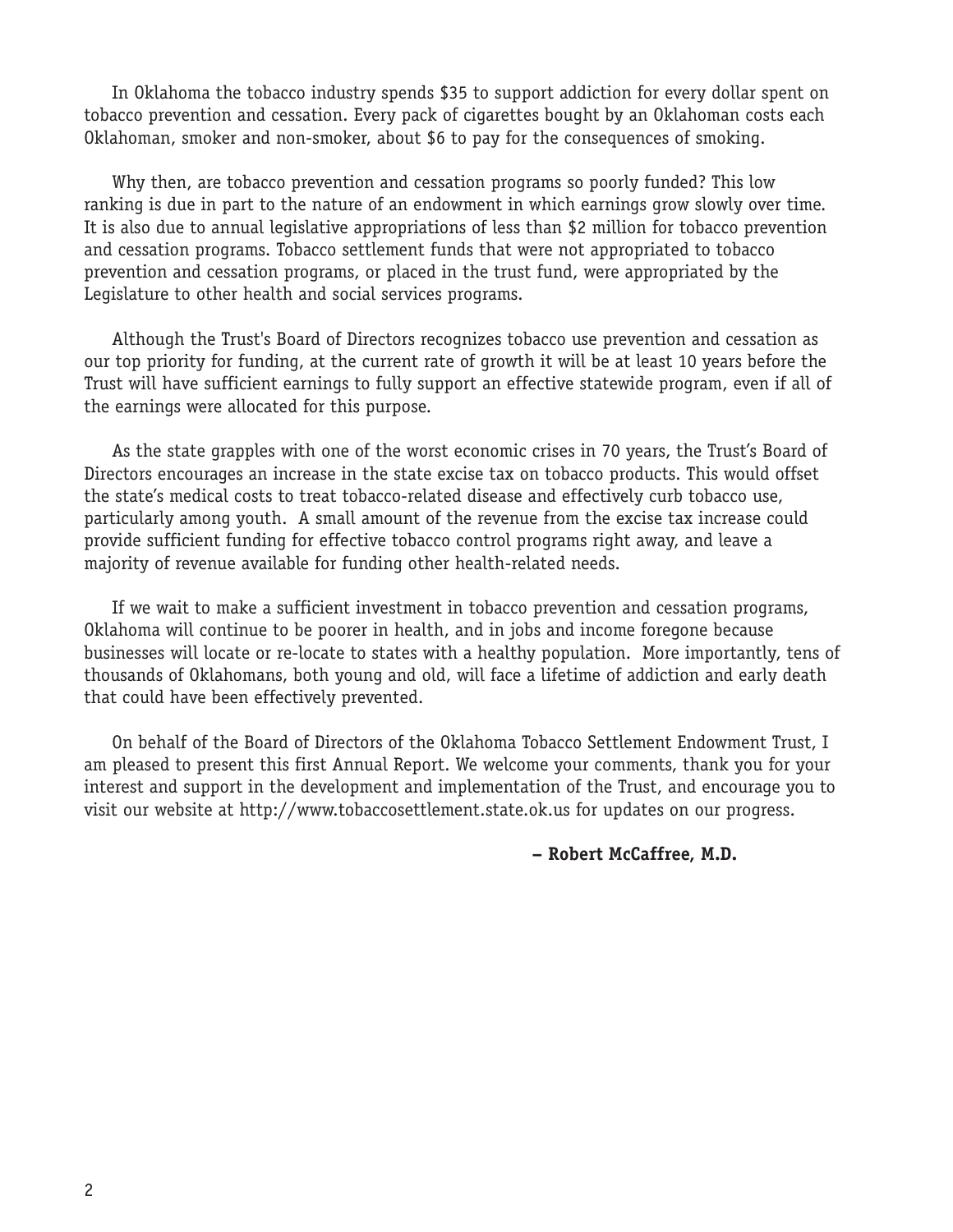In Oklahoma the tobacco industry spends $35 to support addiction for every dollar spent on tobacco prevention and cessation. Every pack of cigarettes bought by an Oklahoman costs each Oklahoman, smoker and non-smoker, about $6 to pay for the consequences of smoking.

Why then, are tobacco prevention and cessation programs so poorly funded? This low ranking is due in part to the nature of an endowment in which earnings grow slowly over time. It is also due to annual legislative appropriations of less than $2 million for tobacco prevention and cessation programs. Tobacco settlement funds that were not appropriated to tobacco prevention and cessation programs, or placed in the trust fund, were appropriated by the Legislature to other health and social services programs.

Although the Trust's Board of Directors recognizes tobacco use prevention and cessation as our top priority for funding, at the current rate of growth it will be at least 10 years before the Trust will have sufficient earnings to fully support an effective statewide program, even if all of the earnings were allocated for this purpose.

As the state grapples with one of the worst economic crises in 70 years, the Trust's Board of Directors encourages an increase in the state excise tax on tobacco products. This would offset the state's medical costs to treat tobacco-related disease and effectively curb tobacco use, particularly among youth. A small amount of the revenue from the excise tax increase could provide sufficient funding for effective tobacco control programs right away, and leave a majority of revenue available for funding other health-related needs.

If we wait to make a sufficient investment in tobacco prevention and cessation programs, Oklahoma will continue to be poorer in health, and in jobs and income foregone because businesses will locate or re-locate to states with a healthy population. More importantly, tens of thousands of Oklahomans, both young and old, will face a lifetime of addiction and early death that could have been effectively prevented.

On behalf of the Board of Directors of the Oklahoma Tobacco Settlement Endowment Trust, I am pleased to present this first Annual Report. We welcome your comments, thank you for your interest and support in the development and implementation of the Trust, and encourage you to visit our website at http://www.tobaccosettlement.state.ok.us for updates on our progress.

**– Robert McCaffree, M.D.**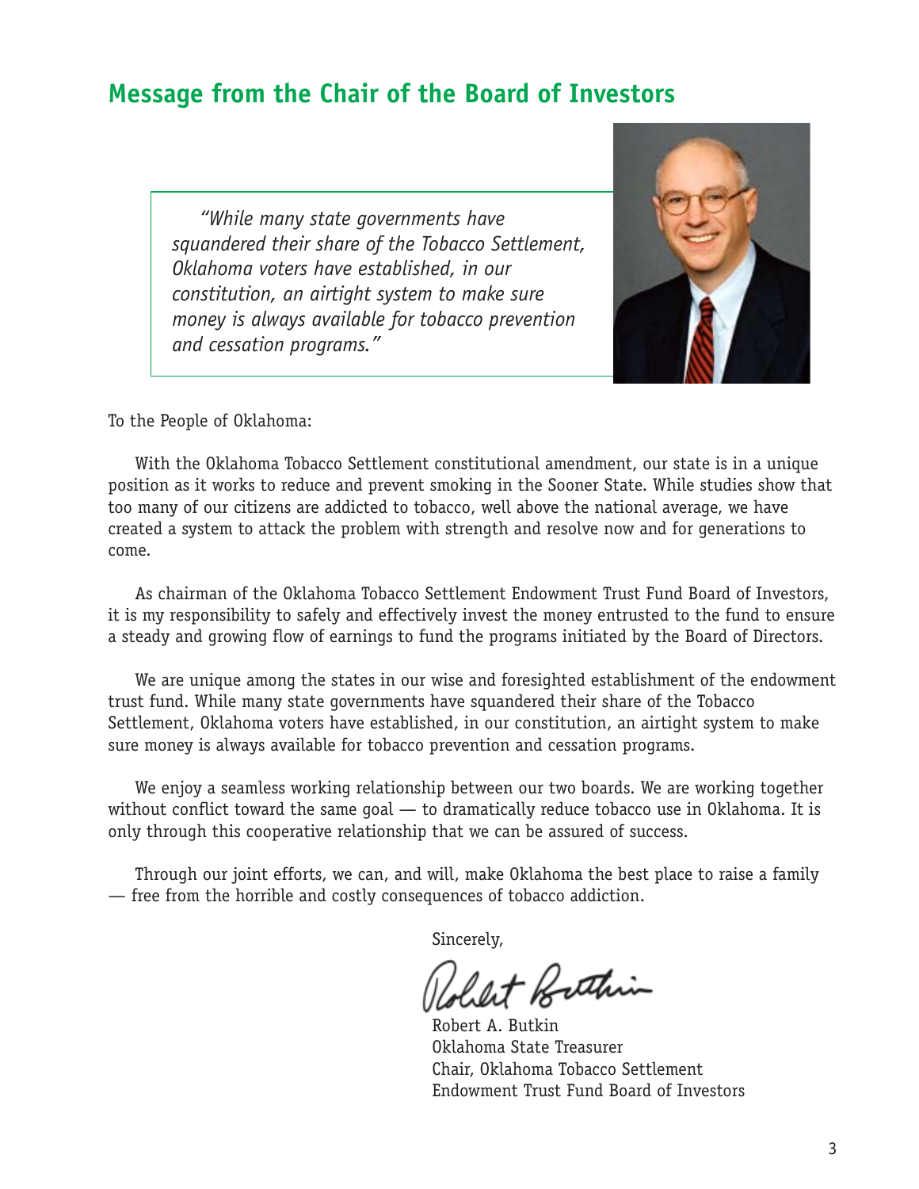## Message from the Chair of the Board of Investors

> *"While many state governments have squandered their share of the Tobacco Settlement, Oklahoma voters have established, in our constitution, an airtight system to make sure money is always available for tobacco prevention and cessation programs."*

To the People of Oklahoma:

With the Oklahoma Tobacco Settlement constitutional amendment, our state is in a unique position as it works to reduce and prevent smoking in the Sooner State. While studies show that too many of our citizens are addicted to tobacco, well above the national average, we have created a system to attack the problem with strength and resolve now and for generations to come.

As chairman of the Oklahoma Tobacco Settlement Endowment Trust Fund Board of Investors, it is my responsibility to safely and effectively invest the money entrusted to the fund to ensure a steady and growing flow of earnings to fund the programs initiated by the Board of Directors.

We are unique among the states in our wise and foresighted establishment of the endowment trust fund. While many state governments have squandered their share of the Tobacco Settlement, Oklahoma voters have established, in our constitution, an airtight system to make sure money is always available for tobacco prevention and cessation programs.

We enjoy a seamless working relationship between our two boards. We are working together without conflict toward the same goal — to dramatically reduce tobacco use in Oklahoma. It is only through this cooperative relationship that we can be assured of success.

Through our joint efforts, we can, and will, make Oklahoma the best place to raise a family — free from the horrible and costly consequences of tobacco addiction.

Sincerely,

Robert A. Butkin
Oklahoma State Treasurer
Chair, Oklahoma Tobacco Settlement
Endowment Trust Fund Board of Investors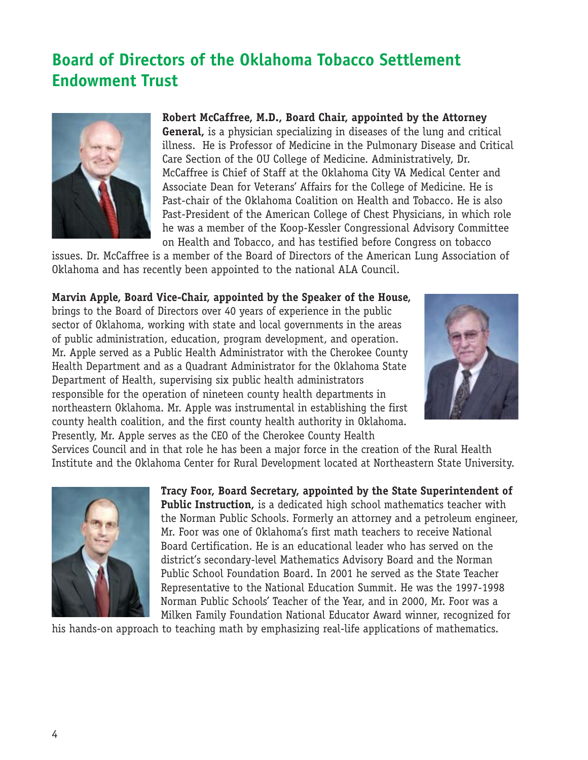# Board of Directors of the Oklahoma Tobacco Settlement Endowment Trust

**Robert McCaffree, M.D., Board Chair, appointed by the Attorney General,** is a physician specializing in diseases of the lung and critical illness. He is Professor of Medicine in the Pulmonary Disease and Critical Care Section of the OU College of Medicine. Administratively, Dr. McCaffree is Chief of Staff at the Oklahoma City VA Medical Center and Associate Dean for Veterans' Affairs for the College of Medicine. He is Past-chair of the Oklahoma Coalition on Health and Tobacco. He is also Past-President of the American College of Chest Physicians, in which role he was a member of the Koop-Kessler Congressional Advisory Committee on Health and Tobacco, and has testified before Congress on tobacco issues. Dr. McCaffree is a member of the Board of Directors of the American Lung Association of Oklahoma and has recently been appointed to the national ALA Council.

**Marvin Apple, Board Vice-Chair, appointed by the Speaker of the House,** brings to the Board of Directors over 40 years of experience in the public sector of Oklahoma, working with state and local governments in the areas of public administration, education, program development, and operation. Mr. Apple served as a Public Health Administrator with the Cherokee County Health Department and as a Quadrant Administrator for the Oklahoma State Department of Health, supervising six public health administrators responsible for the operation of nineteen county health departments in northeastern Oklahoma. Mr. Apple was instrumental in establishing the first county health coalition, and the first county health authority in Oklahoma. Presently, Mr. Apple serves as the CEO of the Cherokee County Health Services Council and in that role he has been a major force in the creation of the Rural Health Institute and the Oklahoma Center for Rural Development located at Northeastern State University.

**Tracy Foor, Board Secretary, appointed by the State Superintendent of Public Instruction,** is a dedicated high school mathematics teacher with the Norman Public Schools. Formerly an attorney and a petroleum engineer, Mr. Foor was one of Oklahoma's first math teachers to receive National Board Certification. He is an educational leader who has served on the district's secondary-level Mathematics Advisory Board and the Norman Public School Foundation Board. In 2001 he served as the State Teacher Representative to the National Education Summit. He was the 1997-1998 Norman Public Schools' Teacher of the Year, and in 2000, Mr. Foor was a Milken Family Foundation National Educator Award winner, recognized for his hands-on approach to teaching math by emphasizing real-life applications of mathematics.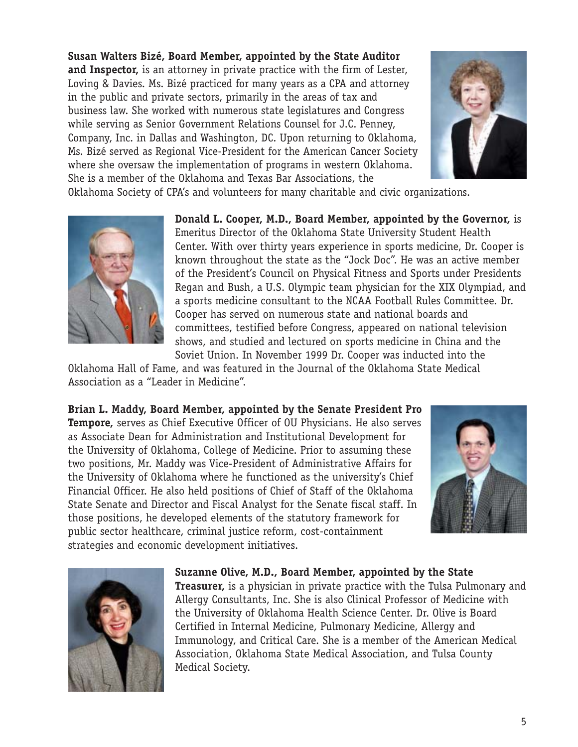**Susan Walters Bizé, Board Member, appointed by the State Auditor and Inspector,** is an attorney in private practice with the firm of Lester, Loving & Davies. Ms. Bizé practiced for many years as a CPA and attorney in the public and private sectors, primarily in the areas of tax and business law. She worked with numerous state legislatures and Congress while serving as Senior Government Relations Counsel for J.C. Penney, Company, Inc. in Dallas and Washington, DC. Upon returning to Oklahoma, Ms. Bizé served as Regional Vice-President for the American Cancer Society where she oversaw the implementation of programs in western Oklahoma. She is a member of the Oklahoma and Texas Bar Associations, the Oklahoma Society of CPA's and volunteers for many charitable and civic organizations.

**Donald L. Cooper, M.D., Board Member, appointed by the Governor,** is Emeritus Director of the Oklahoma State University Student Health Center. With over thirty years experience in sports medicine, Dr. Cooper is known throughout the state as the "Jock Doc". He was an active member of the President's Council on Physical Fitness and Sports under Presidents Regan and Bush, a U.S. Olympic team physician for the XIX Olympiad, and a sports medicine consultant to the NCAA Football Rules Committee. Dr. Cooper has served on numerous state and national boards and committees, testified before Congress, appeared on national television shows, and studied and lectured on sports medicine in China and the Soviet Union. In November 1999 Dr. Cooper was inducted into the Oklahoma Hall of Fame, and was featured in the Journal of the Oklahoma State Medical Association as a "Leader in Medicine".

**Brian L. Maddy, Board Member, appointed by the Senate President Pro Tempore,** serves as Chief Executive Officer of OU Physicians. He also serves as Associate Dean for Administration and Institutional Development for the University of Oklahoma, College of Medicine. Prior to assuming these two positions, Mr. Maddy was Vice-President of Administrative Affairs for the University of Oklahoma where he functioned as the university's Chief Financial Officer. He also held positions of Chief of Staff of the Oklahoma State Senate and Director and Fiscal Analyst for the Senate fiscal staff. In those positions, he developed elements of the statutory framework for public sector healthcare, criminal justice reform, cost-containment strategies and economic development initiatives.

**Suzanne Olive, M.D., Board Member, appointed by the State Treasurer,** is a physician in private practice with the Tulsa Pulmonary and Allergy Consultants, Inc. She is also Clinical Professor of Medicine with the University of Oklahoma Health Science Center. Dr. Olive is Board Certified in Internal Medicine, Pulmonary Medicine, Allergy and Immunology, and Critical Care. She is a member of the American Medical Association, Oklahoma State Medical Association, and Tulsa County Medical Society.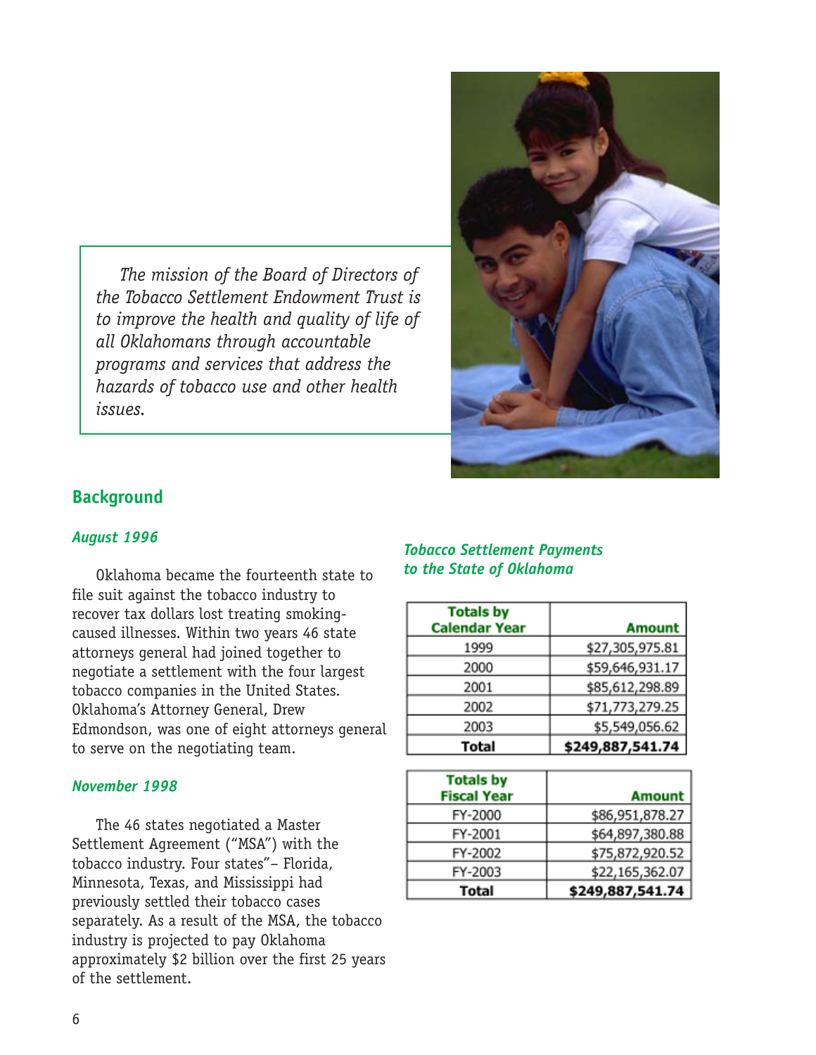*The mission of the Board of Directors of the Tobacco Settlement Endowment Trust is to improve the health and quality of life of all Oklahomans through accountable programs and services that address the hazards of tobacco use and other health issues.*

## Background

### *August 1996*

Oklahoma became the fourteenth state to file suit against the tobacco industry to recover tax dollars lost treating smoking-caused illnesses. Within two years 46 state attorneys general had joined together to negotiate a settlement with the four largest tobacco companies in the United States. Oklahoma's Attorney General, Drew Edmondson, was one of eight attorneys general to serve on the negotiating team.

### *November 1998*

The 46 states negotiated a Master Settlement Agreement ("MSA") with the tobacco industry. Four states"– Florida, Minnesota, Texas, and Mississippi had previously settled their tobacco cases separately. As a result of the MSA, the tobacco industry is projected to pay Oklahoma approximately $2 billion over the first 25 years of the settlement.

### *Tobacco Settlement Payments to the State of Oklahoma*

| Totals by Calendar Year | Amount |
|---|---|
| 1999 | $27,305,975.81 |
| 2000 | $59,646,931.17 |
| 2001 | $85,612,298.89 |
| 2002 | $71,773,279.25 |
| 2003 | $5,549,056.62 |
| **Total** | **$249,887,541.74** |

| Totals by Fiscal Year | Amount |
|---|---|
| FY-2000 | $86,951,878.27 |
| FY-2001 | $64,897,380.88 |
| FY-2002 | $75,872,920.52 |
| FY-2003 | $22,165,362.07 |
| **Total** | **$249,887,541.74** |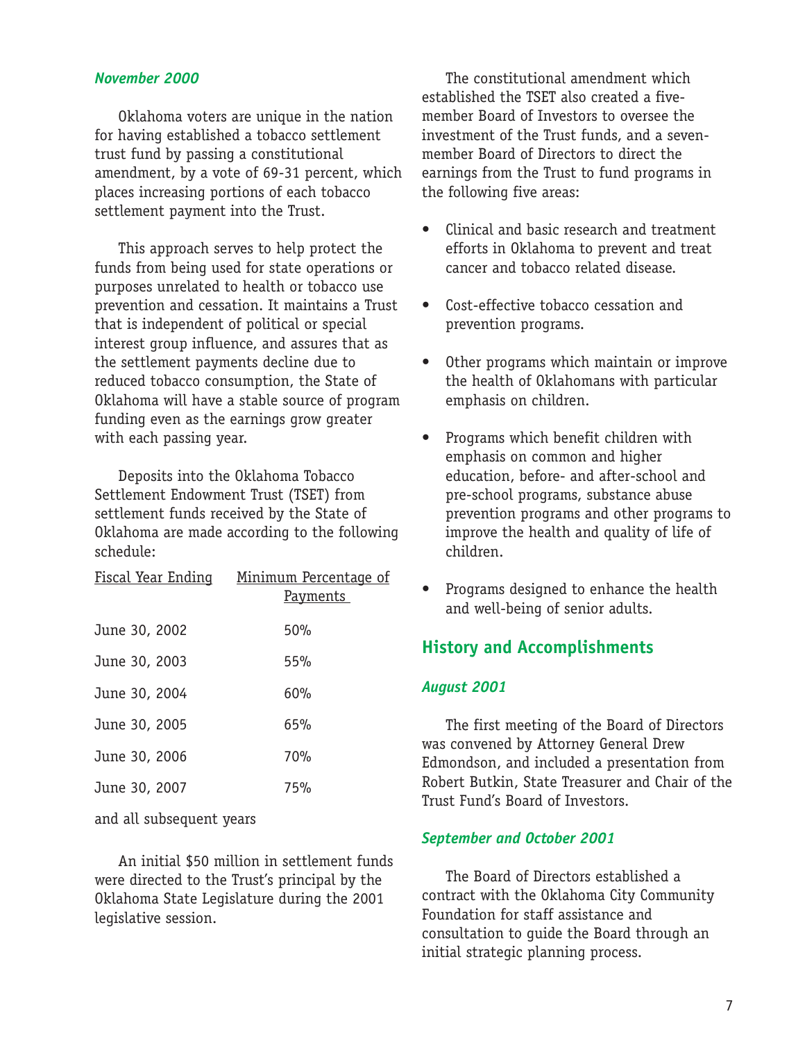***November 2000***

Oklahoma voters are unique in the nation for having established a tobacco settlement trust fund by passing a constitutional amendment, by a vote of 69-31 percent, which places increasing portions of each tobacco settlement payment into the Trust.

This approach serves to help protect the funds from being used for state operations or purposes unrelated to health or tobacco use prevention and cessation. It maintains a Trust that is independent of political or special interest group influence, and assures that as the settlement payments decline due to reduced tobacco consumption, the State of Oklahoma will have a stable source of program funding even as the earnings grow greater with each passing year.

Deposits into the Oklahoma Tobacco Settlement Endowment Trust (TSET) from settlement funds received by the State of Oklahoma are made according to the following schedule:

| Fiscal Year Ending | Minimum Percentage of Payments |
|---|---|
| June 30, 2002 | 50% |
| June 30, 2003 | 55% |
| June 30, 2004 | 60% |
| June 30, 2005 | 65% |
| June 30, 2006 | 70% |
| June 30, 2007 | 75% |

and all subsequent years

An initial $50 million in settlement funds were directed to the Trust's principal by the Oklahoma State Legislature during the 2001 legislative session.

The constitutional amendment which established the TSET also created a five-member Board of Investors to oversee the investment of the Trust funds, and a seven-member Board of Directors to direct the earnings from the Trust to fund programs in the following five areas:

- Clinical and basic research and treatment efforts in Oklahoma to prevent and treat cancer and tobacco related disease.
- Cost-effective tobacco cessation and prevention programs.
- Other programs which maintain or improve the health of Oklahomans with particular emphasis on children.
- Programs which benefit children with emphasis on common and higher education, before- and after-school and pre-school programs, substance abuse prevention programs and other programs to improve the health and quality of life of children.
- Programs designed to enhance the health and well-being of senior adults.

## History and Accomplishments

***August 2001***

The first meeting of the Board of Directors was convened by Attorney General Drew Edmondson, and included a presentation from Robert Butkin, State Treasurer and Chair of the Trust Fund's Board of Investors.

***September and October 2001***

The Board of Directors established a contract with the Oklahoma City Community Foundation for staff assistance and consultation to guide the Board through an initial strategic planning process.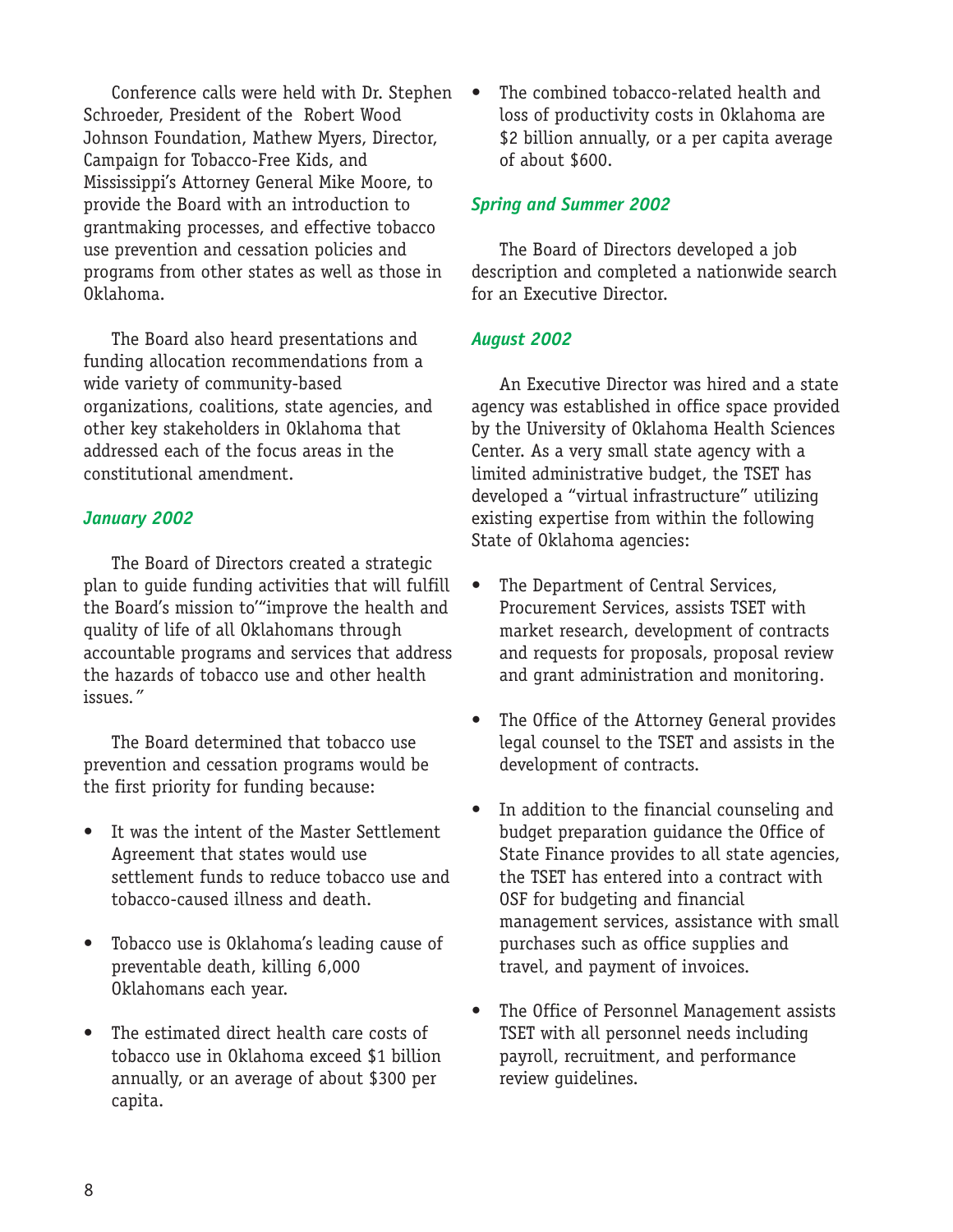Conference calls were held with Dr. Stephen Schroeder, President of the Robert Wood Johnson Foundation, Mathew Myers, Director, Campaign for Tobacco-Free Kids, and Mississippi's Attorney General Mike Moore, to provide the Board with an introduction to grantmaking processes, and effective tobacco use prevention and cessation policies and programs from other states as well as those in Oklahoma.

The Board also heard presentations and funding allocation recommendations from a wide variety of community-based organizations, coalitions, state agencies, and other key stakeholders in Oklahoma that addressed each of the focus areas in the constitutional amendment.

### *January 2002*

The Board of Directors created a strategic plan to guide funding activities that will fulfill the Board's mission to'"improve the health and quality of life of all Oklahomans through accountable programs and services that address the hazards of tobacco use and other health issues."

The Board determined that tobacco use prevention and cessation programs would be the first priority for funding because:

- It was the intent of the Master Settlement Agreement that states would use settlement funds to reduce tobacco use and tobacco-caused illness and death.
- Tobacco use is Oklahoma's leading cause of preventable death, killing 6,000 Oklahomans each year.
- The estimated direct health care costs of tobacco use in Oklahoma exceed $1 billion annually, or an average of about $300 per capita.
- The combined tobacco-related health and loss of productivity costs in Oklahoma are $2 billion annually, or a per capita average of about $600.

### *Spring and Summer 2002*

The Board of Directors developed a job description and completed a nationwide search for an Executive Director.

### *August 2002*

An Executive Director was hired and a state agency was established in office space provided by the University of Oklahoma Health Sciences Center. As a very small state agency with a limited administrative budget, the TSET has developed a "virtual infrastructure" utilizing existing expertise from within the following State of Oklahoma agencies:

- The Department of Central Services, Procurement Services, assists TSET with market research, development of contracts and requests for proposals, proposal review and grant administration and monitoring.
- The Office of the Attorney General provides legal counsel to the TSET and assists in the development of contracts.
- In addition to the financial counseling and budget preparation guidance the Office of State Finance provides to all state agencies, the TSET has entered into a contract with OSF for budgeting and financial management services, assistance with small purchases such as office supplies and travel, and payment of invoices.
- The Office of Personnel Management assists TSET with all personnel needs including payroll, recruitment, and performance review guidelines.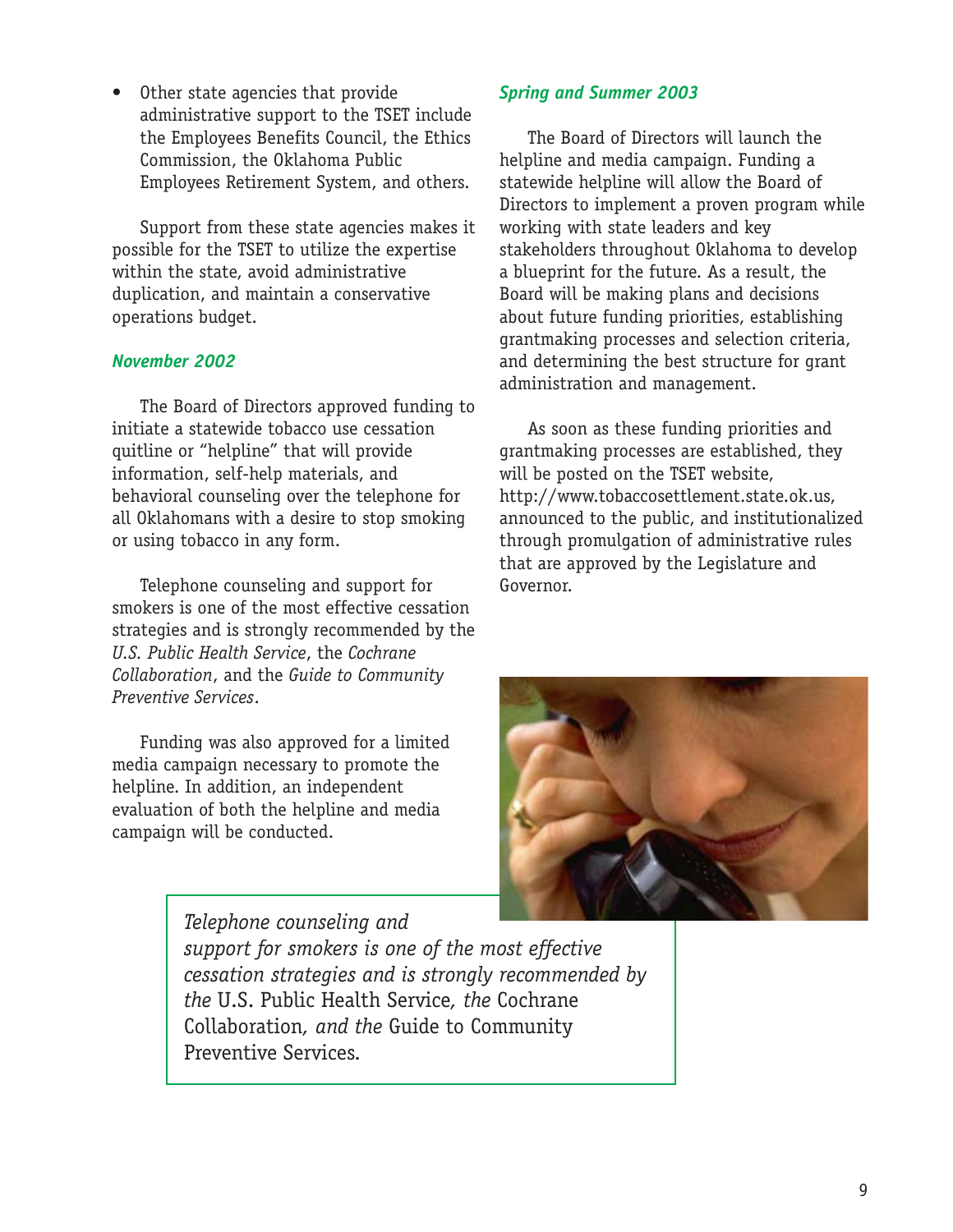- Other state agencies that provide administrative support to the TSET include the Employees Benefits Council, the Ethics Commission, the Oklahoma Public Employees Retirement System, and others.

Support from these state agencies makes it possible for the TSET to utilize the expertise within the state, avoid administrative duplication, and maintain a conservative operations budget.

### *November 2002*

The Board of Directors approved funding to initiate a statewide tobacco use cessation quitline or "helpline" that will provide information, self-help materials, and behavioral counseling over the telephone for all Oklahomans with a desire to stop smoking or using tobacco in any form.

Telephone counseling and support for smokers is one of the most effective cessation strategies and is strongly recommended by the *U.S. Public Health Service*, the *Cochrane Collaboration*, and the *Guide to Community Preventive Services*.

Funding was also approved for a limited media campaign necessary to promote the helpline. In addition, an independent evaluation of both the helpline and media campaign will be conducted.

### *Spring and Summer 2003*

The Board of Directors will launch the helpline and media campaign. Funding a statewide helpline will allow the Board of Directors to implement a proven program while working with state leaders and key stakeholders throughout Oklahoma to develop a blueprint for the future. As a result, the Board will be making plans and decisions about future funding priorities, establishing grantmaking processes and selection criteria, and determining the best structure for grant administration and management.

As soon as these funding priorities and grantmaking processes are established, they will be posted on the TSET website, http://www.tobaccosettlement.state.ok.us, announced to the public, and institutionalized through promulgation of administrative rules that are approved by the Legislature and Governor.

> *Telephone counseling and support for smokers is one of the most effective cessation strategies and is strongly recommended by the* U.S. Public Health Service*, the* Cochrane Collaboration*, and the* Guide to Community Preventive Services.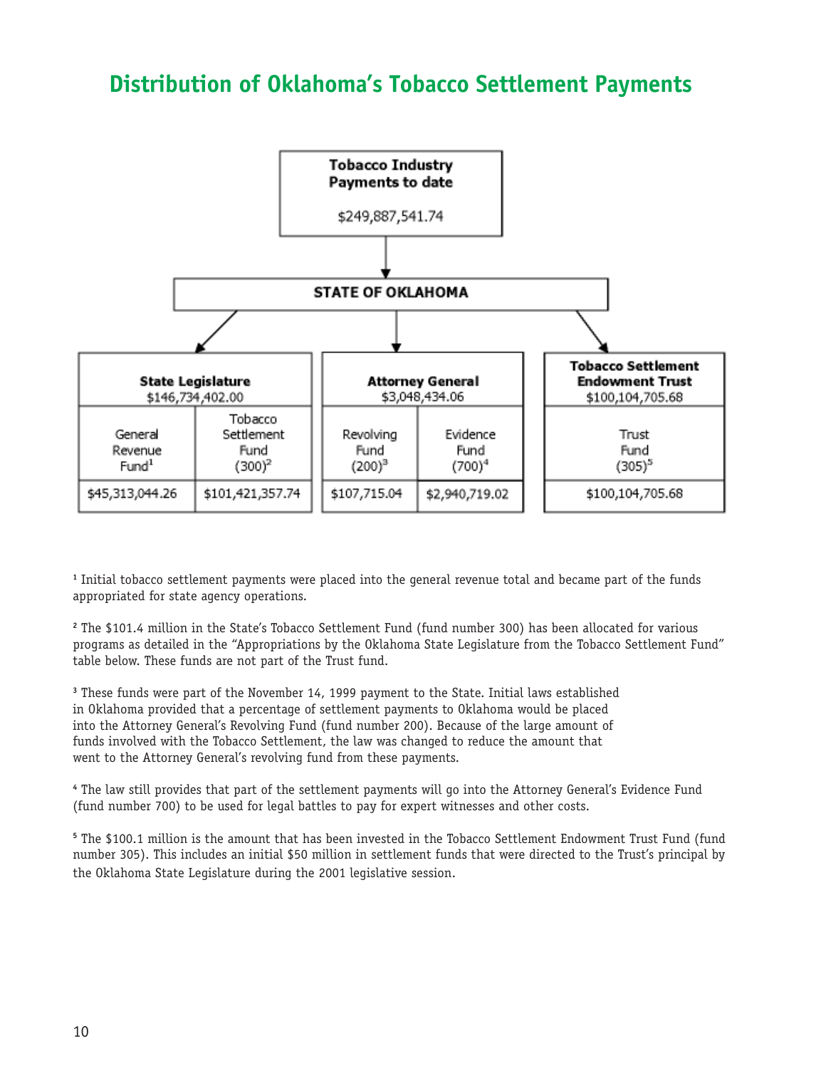# Distribution of Oklahoma's Tobacco Settlement Payments

**Tobacco Industry Payments to date**

$249,887,541.74

**STATE OF OKLAHOMA**

| State Legislature $146,734,402.00 | | Attorney General $3,048,434.06 | | Tobacco Settlement Endowment Trust $100,104,705.68 |
|---|---|---|---|---|
| General Revenue Fund[1] | Tobacco Settlement Fund (300)[2] | Revolving Fund (200)[3] | Evidence Fund (700)[4] | Trust Fund (305)[5] |
| $45,313,044.26 | $101,421,357.74 | $107,715.04 | $2,940,719.02 | $100,104,705.68 |

[1] Initial tobacco settlement payments were placed into the general revenue total and became part of the funds appropriated for state agency operations.

[2] The $101.4 million in the State's Tobacco Settlement Fund (fund number 300) has been allocated for various programs as detailed in the "Appropriations by the Oklahoma State Legislature from the Tobacco Settlement Fund" table below. These funds are not part of the Trust fund.

[3] These funds were part of the November 14, 1999 payment to the State. Initial laws established in Oklahoma provided that a percentage of settlement payments to Oklahoma would be placed into the Attorney General's Revolving Fund (fund number 200). Because of the large amount of funds involved with the Tobacco Settlement, the law was changed to reduce the amount that went to the Attorney General's revolving fund from these payments.

[4] The law still provides that part of the settlement payments will go into the Attorney General's Evidence Fund (fund number 700) to be used for legal battles to pay for expert witnesses and other costs.

[5] The $100.1 million is the amount that has been invested in the Tobacco Settlement Endowment Trust Fund (fund number 305). This includes an initial $50 million in settlement funds that were directed to the Trust's principal by the Oklahoma State Legislature during the 2001 legislative session.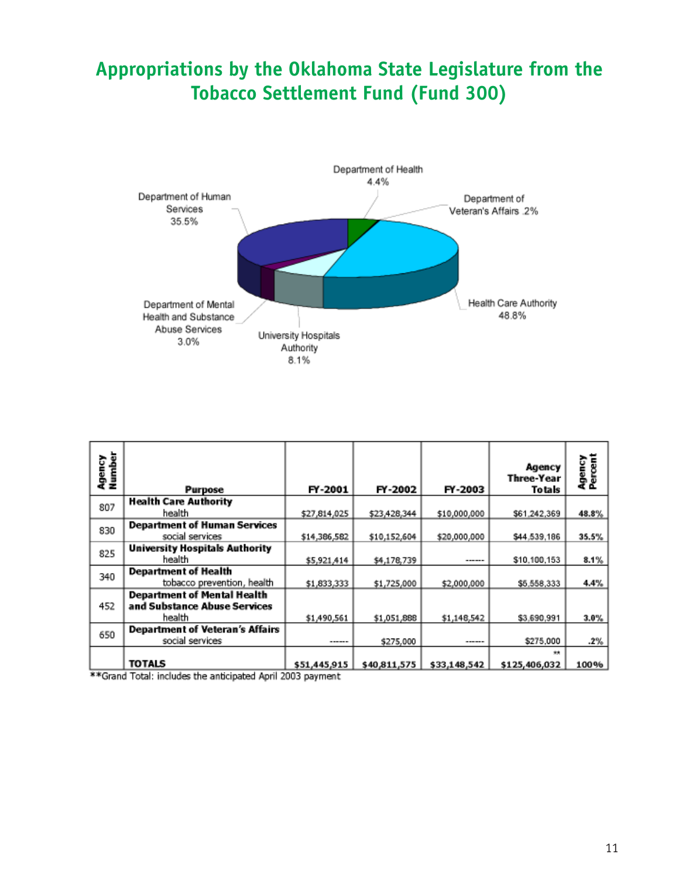# Appropriations by the Oklahoma State Legislature from the Tobacco Settlement Fund (Fund 300)

Department of Health 4.4%

Department of Veteran's Affairs .2%

Health Care Authority 48.8%

University Hospitals Authority 8.1%

Department of Mental Health and Substance Abuse Services 3.0%

Department of Human Services 35.5%

| Agency Number | Purpose | FY-2001 | FY-2002 | FY-2003 | Agency Three-Year Totals | Agency Percent |
|---|---|---|---|---|---|---|
| 807 | **Health Care Authority** health | $27,814,025 | $23,428,344 | $10,000,000 | $61,242,369 | **48.8%** |
| 830 | **Department of Human Services** social services | $14,386,582 | $10,152,604 | $20,000,000 | $44,539,186 | **35.5%** |
| 825 | **University Hospitals Authority** health | $5,921,414 | $4,178,739 | ------ | $10,100,153 | **8.1%** |
| 340 | **Department of Health** tobacco prevention, health | $1,833,333 | $1,725,000 | $2,000,000 | $5,558,333 | **4.4%** |
| 452 | **Department of Mental Health and Substance Abuse Services** health | $1,490,561 | $1,051,888 | $1,148,542 | $3,690,991 | **3.0%** |
| 650 | **Department of Veteran's Affairs** social services | ------ | $275,000 | ------ | $275,000 | **.2%** |
| | **TOTALS** | **$51,445,915** | **$40,811,575** | **$33,148,542** | ** **$125,406,032** | **100%** |

**Grand Total: includes the anticipated April 2003 payment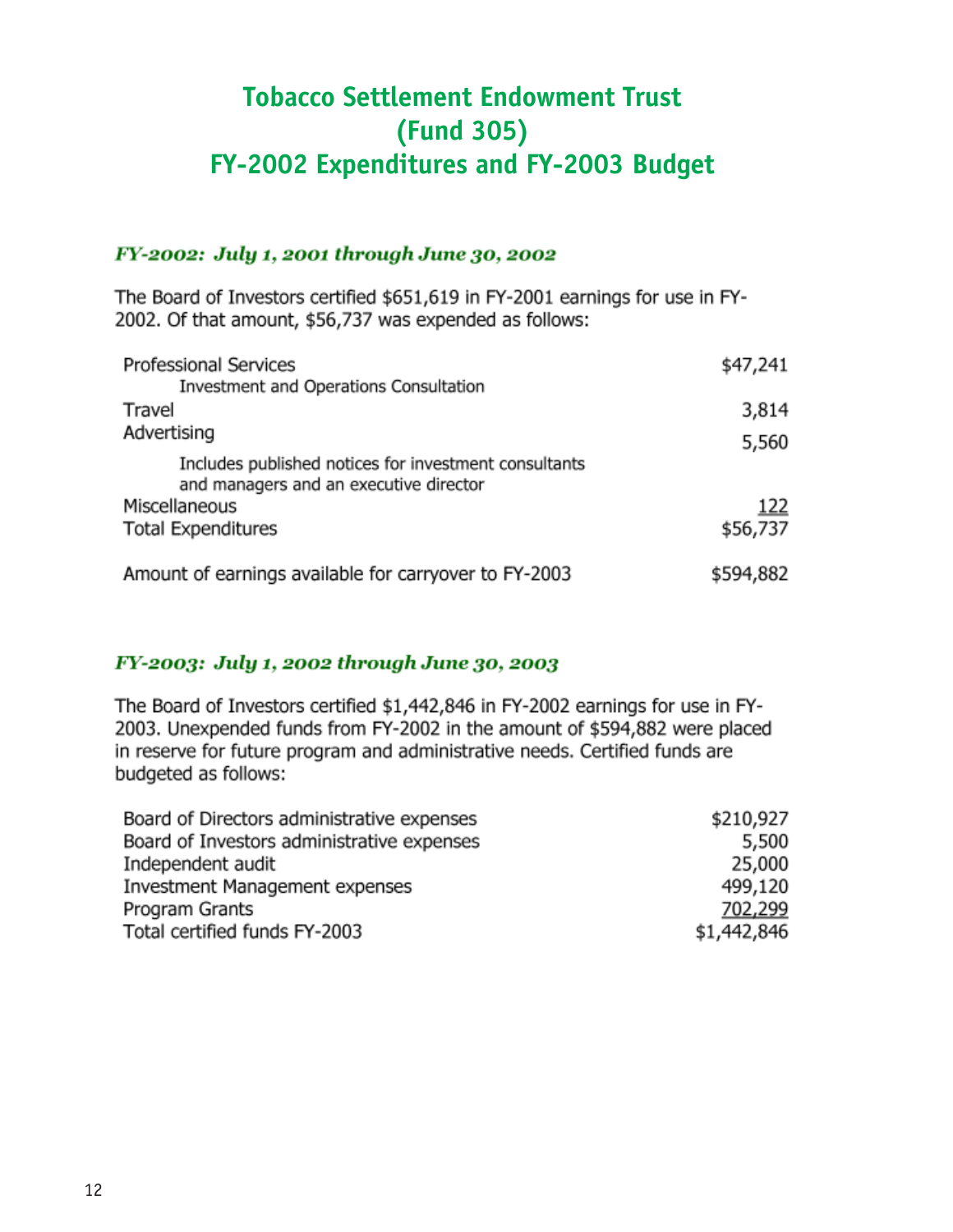# Tobacco Settlement Endowment Trust
# (Fund 305)
# FY-2002 Expenditures and FY-2003 Budget

### *FY-2002: July 1, 2001 through June 30, 2002*

The Board of Investors certified $651,619 in FY-2001 earnings for use in FY-2002. Of that amount, $56,737 was expended as follows:

| | |
|---|---:|
| Professional Services<br>Investment and Operations Consultation | $47,241 |
| Travel | 3,814 |
| Advertising<br>Includes published notices for investment consultants and managers and an executive director | 5,560 |
| Miscellaneous | 122 |
| Total Expenditures | $56,737 |
| | |
| Amount of earnings available for carryover to FY-2003 | $594,882 |

### *FY-2003: July 1, 2002 through June 30, 2003*

The Board of Investors certified $1,442,846 in FY-2002 earnings for use in FY-2003. Unexpended funds from FY-2002 in the amount of $594,882 were placed in reserve for future program and administrative needs. Certified funds are budgeted as follows:

| | |
|---|---:|
| Board of Directors administrative expenses | $210,927 |
| Board of Investors administrative expenses | 5,500 |
| Independent audit | 25,000 |
| Investment Management expenses | 499,120 |
| Program Grants | 702,299 |
| Total certified funds FY-2003 | $1,442,846 |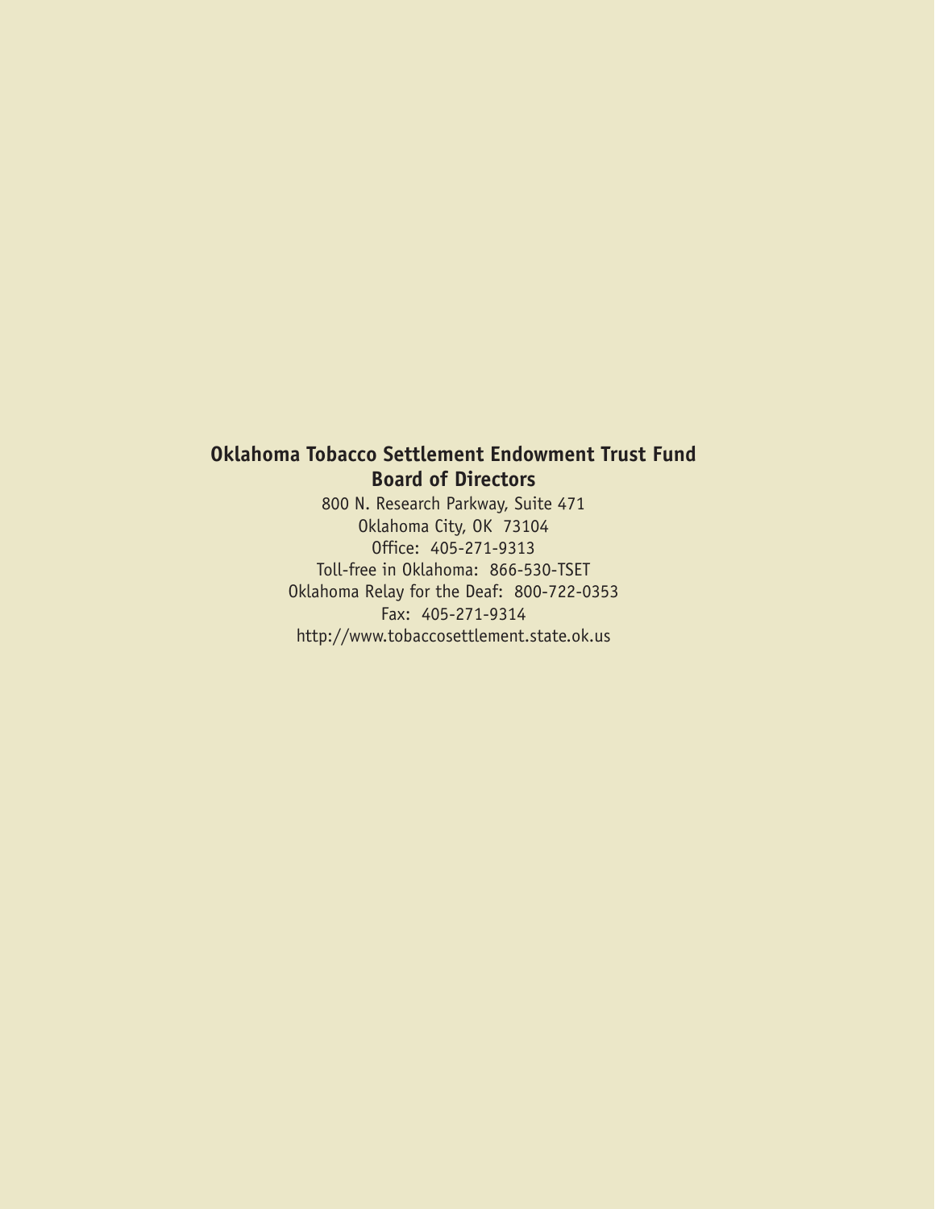**Oklahoma Tobacco Settlement Endowment Trust Fund**
**Board of Directors**

800 N. Research Parkway, Suite 471
Oklahoma City, OK 73104
Office: 405-271-9313
Toll-free in Oklahoma: 866-530-TSET
Oklahoma Relay for the Deaf: 800-722-0353
Fax: 405-271-9314
http://www.tobaccosettlement.state.ok.us